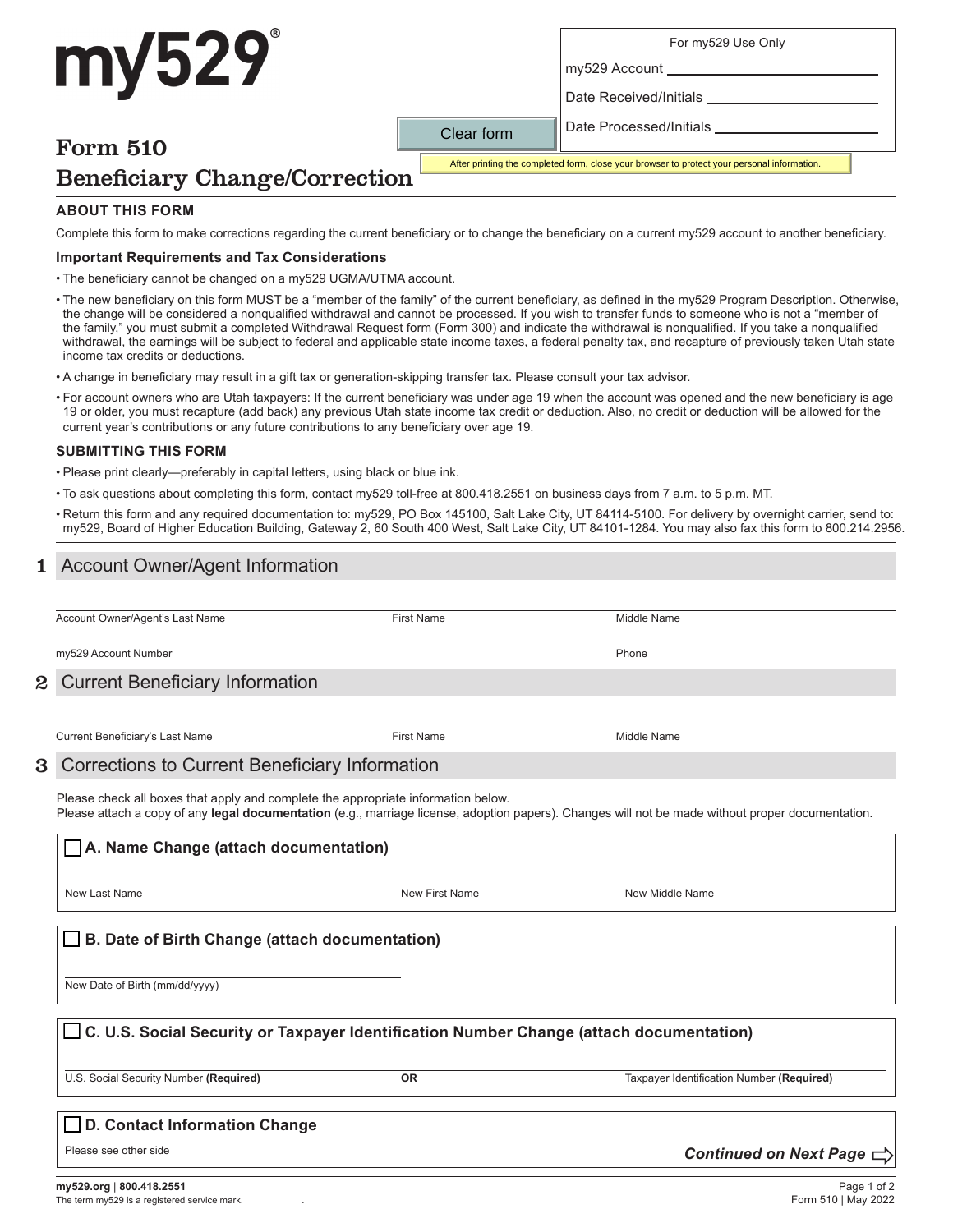# my529®

| For my529 Use Only |
|---|
| my529 Account ________ |
| Date Received/Initials ________ |
| Date Processed/Initials ________ |

Clear form

After printing the completed form, close your browser to protect your personal information.

## Form 510
## Beneficiary Change/Correction

### ABOUT THIS FORM

Complete this form to make corrections regarding the current beneficiary or to change the beneficiary on a current my529 account to another beneficiary.

**Important Requirements and Tax Considerations**

- The beneficiary cannot be changed on a my529 UGMA/UTMA account.
- The new beneficiary on this form MUST be a "member of the family" of the current beneficiary, as defined in the my529 Program Description. Otherwise, the change will be considered a nonqualified withdrawal and cannot be processed. If you wish to transfer funds to someone who is not a "member of the family," you must submit a completed Withdrawal Request form (Form 300) and indicate the withdrawal is nonqualified. If you take a nonqualified withdrawal, the earnings will be subject to federal and applicable state income taxes, a federal penalty tax, and recapture of previously taken Utah state income tax credits or deductions.
- A change in beneficiary may result in a gift tax or generation-skipping transfer tax. Please consult your tax advisor.
- For account owners who are Utah taxpayers: If the current beneficiary was under age 19 when the account was opened and the new beneficiary is age 19 or older, you must recapture (add back) any previous Utah state income tax credit or deduction. Also, no credit or deduction will be allowed for the current year's contributions or any future contributions to any beneficiary over age 19.

### SUBMITTING THIS FORM

- Please print clearly—preferably in capital letters, using black or blue ink.
- To ask questions about completing this form, contact my529 toll-free at 800.418.2551 on business days from 7 a.m. to 5 p.m. MT.
- Return this form and any required documentation to: my529, PO Box 145100, Salt Lake City, UT 84114-5100. For delivery by overnight carrier, send to: my529, Board of Higher Education Building, Gateway 2, 60 South 400 West, Salt Lake City, UT 84101-1284. You may also fax this form to 800.214.2956.

## 1 Account Owner/Agent Information

Account Owner/Agent's Last Name ________ First Name ________ Middle Name ________

my529 Account Number ________ Phone ________

## 2 Current Beneficiary Information

Current Beneficiary's Last Name ________ First Name ________ Middle Name ________

## 3 Corrections to Current Beneficiary Information

Please check all boxes that apply and complete the appropriate information below.
Please attach a copy of any **legal documentation** (e.g., marriage license, adoption papers). Changes will not be made without proper documentation.

☐ **A. Name Change (attach documentation)**

New Last Name ________ New First Name ________ New Middle Name ________

☐ **B. Date of Birth Change (attach documentation)**

New Date of Birth (mm/dd/yyyy) ________

☐ **C. U.S. Social Security or Taxpayer Identification Number Change (attach documentation)**

U.S. Social Security Number **(Required)** ________ **OR** Taxpayer Identification Number **(Required)** ________

☐ **D. Contact Information Change**

Please see other side

***Continued on Next Page*** ⇨

my529.org | 800.418.2551
The term my529 is a registered service mark.

Form 510 | May 2022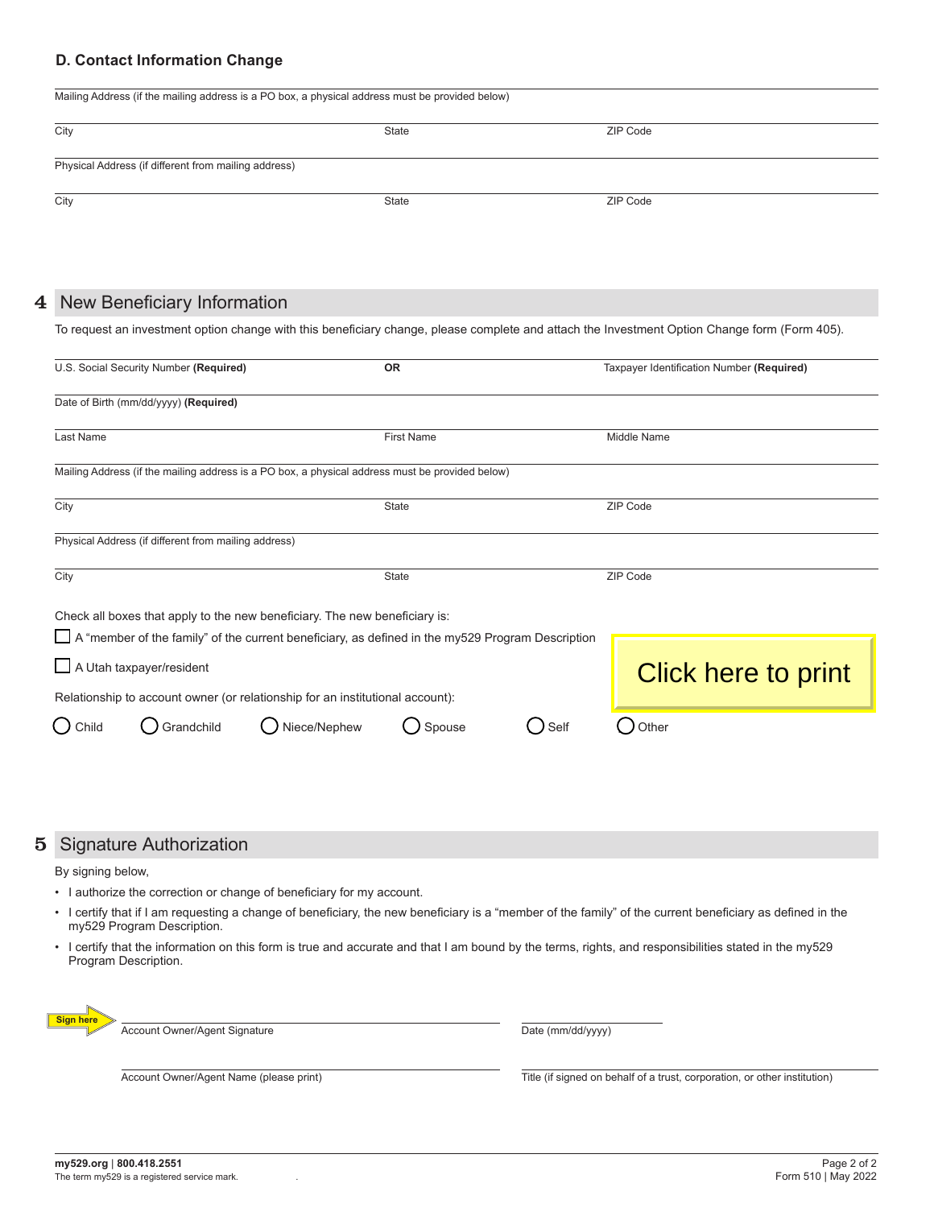### D. Contact Information Change

Mailing Address (if the mailing address is a PO box, a physical address must be provided below)

City | State | ZIP Code

Physical Address (if different from mailing address)

City | State | ZIP Code

## 4 New Beneficiary Information

To request an investment option change with this beneficiary change, please complete and attach the Investment Option Change form (Form 405).

U.S. Social Security Number **(Required)** **OR** Taxpayer Identification Number **(Required)**

Date of Birth (mm/dd/yyyy) **(Required)**

Last Name | First Name | Middle Name

Mailing Address (if the mailing address is a PO box, a physical address must be provided below)

City | State | ZIP Code

Physical Address (if different from mailing address)

City | State | ZIP Code

Check all boxes that apply to the new beneficiary. The new beneficiary is:

☐ A "member of the family" of the current beneficiary, as defined in the my529 Program Description

☐ A Utah taxpayer/resident

Click here to print

Relationship to account owner (or relationship for an institutional account):

○ Child ○ Grandchild ○ Niece/Nephew ○ Spouse ○ Self ○ Other

## 5 Signature Authorization

By signing below,

- I authorize the correction or change of beneficiary for my account.
- I certify that if I am requesting a change of beneficiary, the new beneficiary is a "member of the family" of the current beneficiary as defined in the my529 Program Description.
- I certify that the information on this form is true and accurate and that I am bound by the terms, rights, and responsibilities stated in the my529 Program Description.

Sign here

Account Owner/Agent Signature | Date (mm/dd/yyyy)

Account Owner/Agent Name (please print) | Title (if signed on behalf of a trust, corporation, or other institution)

**my529.org** | **800.418.2551**
The term my529 is a registered service mark.

Form 510 | May 2022